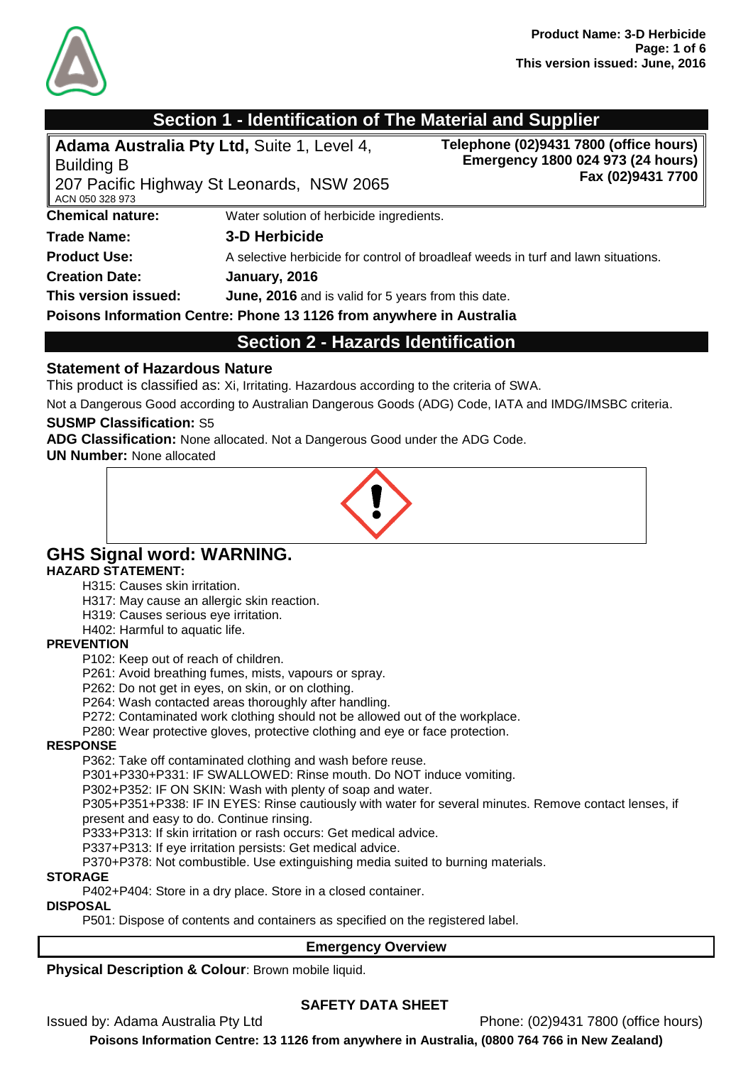## Section 1 - Identification of The Material and Supplier

**Adama Australia Pty Ltd,** Suite 1, Level 4, Building B
207 Pacific Highway St Leonards, NSW 2065
ACN 050 328 973

**Telephone (02)9431 7800 (office hours)**
**Emergency 1800 024 973 (24 hours)**
**Fax (02)9431 7700**

| | |
|---|---|
| **Chemical nature:** | Water solution of herbicide ingredients. |
| **Trade Name:** | **3-D Herbicide** |
| **Product Use:** | A selective herbicide for control of broadleaf weeds in turf and lawn situations. |
| **Creation Date:** | **January, 2016** |
| **This version issued:** | **June, 2016** and is valid for 5 years from this date. |

**Poisons Information Centre: Phone 13 1126 from anywhere in Australia**

## Section 2 - Hazards Identification

### Statement of Hazardous Nature

This product is classified as: Xi, Irritating. Hazardous according to the criteria of SWA.

Not a Dangerous Good according to Australian Dangerous Goods (ADG) Code, IATA and IMDG/IMSBC criteria.

**SUSMP Classification:** S5

**ADG Classification:** None allocated. Not a Dangerous Good under the ADG Code.

**UN Number:** None allocated

### GHS Signal word: WARNING.

**HAZARD STATEMENT:**

H315: Causes skin irritation.
H317: May cause an allergic skin reaction.
H319: Causes serious eye irritation.
H402: Harmful to aquatic life.

**PREVENTION**

P102: Keep out of reach of children.
P261: Avoid breathing fumes, mists, vapours or spray.
P262: Do not get in eyes, on skin, or on clothing.
P264: Wash contacted areas thoroughly after handling.
P272: Contaminated work clothing should not be allowed out of the workplace.
P280: Wear protective gloves, protective clothing and eye or face protection.

**RESPONSE**

P362: Take off contaminated clothing and wash before reuse.
P301+P330+P331: IF SWALLOWED: Rinse mouth. Do NOT induce vomiting.
P302+P352: IF ON SKIN: Wash with plenty of soap and water.
P305+P351+P338: IF IN EYES: Rinse cautiously with water for several minutes. Remove contact lenses, if present and easy to do. Continue rinsing.
P333+P313: If skin irritation or rash occurs: Get medical advice.
P337+P313: If eye irritation persists: Get medical advice.
P370+P378: Not combustible. Use extinguishing media suited to burning materials.

**STORAGE**

P402+P404: Store in a dry place. Store in a closed container.

**DISPOSAL**

P501: Dispose of contents and containers as specified on the registered label.

**Emergency Overview**

**Physical Description & Colour**: Brown mobile liquid.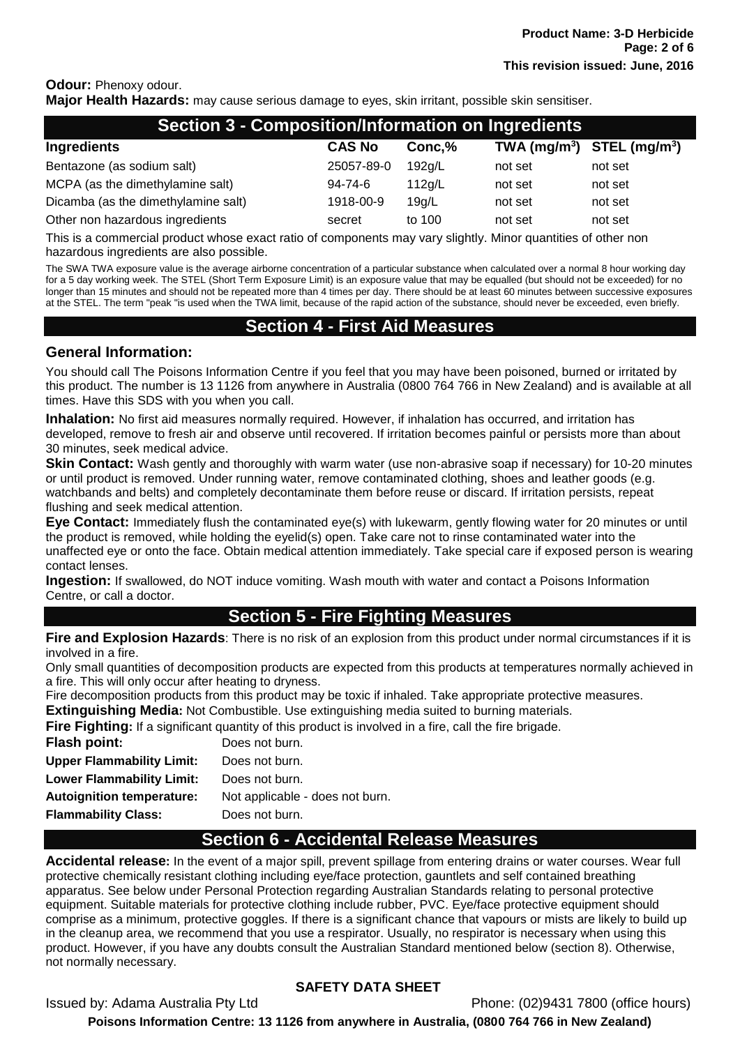**Odour:** Phenoxy odour.

**Major Health Hazards:** may cause serious damage to eyes, skin irritant, possible skin sensitiser.

## Section 3 - Composition/Information on Ingredients

| Ingredients | CAS No | Conc,% | TWA ($mg/m^3$) | STEL ($mg/m^3$) |
|---|---|---|---|---|
| Bentazone (as sodium salt) | 25057-89-0 | 192g/L | not set | not set |
| MCPA (as the dimethylamine salt) | 94-74-6 | 112g/L | not set | not set |
| Dicamba (as the dimethylamine salt) | 1918-00-9 | 19g/L | not set | not set |
| Other non hazardous ingredients | secret | to 100 | not set | not set |

This is a commercial product whose exact ratio of components may vary slightly. Minor quantities of other non hazardous ingredients are also possible.

The SWA TWA exposure value is the average airborne concentration of a particular substance when calculated over a normal 8 hour working day for a 5 day working week. The STEL (Short Term Exposure Limit) is an exposure value that may be equalled (but should not be exceeded) for no longer than 15 minutes and should not be repeated more than 4 times per day. There should be at least 60 minutes between successive exposures at the STEL. The term "peak "is used when the TWA limit, because of the rapid action of the substance, should never be exceeded, even briefly.

## Section 4 - First Aid Measures

### General Information:

You should call The Poisons Information Centre if you feel that you may have been poisoned, burned or irritated by this product. The number is 13 1126 from anywhere in Australia (0800 764 766 in New Zealand) and is available at all times. Have this SDS with you when you call.

**Inhalation:** No first aid measures normally required. However, if inhalation has occurred, and irritation has developed, remove to fresh air and observe until recovered. If irritation becomes painful or persists more than about 30 minutes, seek medical advice.

**Skin Contact:** Wash gently and thoroughly with warm water (use non-abrasive soap if necessary) for 10-20 minutes or until product is removed. Under running water, remove contaminated clothing, shoes and leather goods (e.g. watchbands and belts) and completely decontaminate them before reuse or discard. If irritation persists, repeat flushing and seek medical attention.

**Eye Contact:** Immediately flush the contaminated eye(s) with lukewarm, gently flowing water for 20 minutes or until the product is removed, while holding the eyelid(s) open. Take care not to rinse contaminated water into the unaffected eye or onto the face. Obtain medical attention immediately. Take special care if exposed person is wearing contact lenses.

**Ingestion:** If swallowed, do NOT induce vomiting. Wash mouth with water and contact a Poisons Information Centre, or call a doctor.

## Section 5 - Fire Fighting Measures

**Fire and Explosion Hazards**: There is no risk of an explosion from this product under normal circumstances if it is involved in a fire.

Only small quantities of decomposition products are expected from this products at temperatures normally achieved in a fire. This will only occur after heating to dryness.

Fire decomposition products from this product may be toxic if inhaled. Take appropriate protective measures.

**Extinguishing Media:** Not Combustible. Use extinguishing media suited to burning materials.

**Fire Fighting:** If a significant quantity of this product is involved in a fire, call the fire brigade.

**Flash point:** Does not burn.

**Upper Flammability Limit:** Does not burn.

**Lower Flammability Limit:** Does not burn.

**Autoignition temperature:** Not applicable - does not burn.

**Flammability Class:** Does not burn.

## Section 6 - Accidental Release Measures

**Accidental release:** In the event of a major spill, prevent spillage from entering drains or water courses. Wear full protective chemically resistant clothing including eye/face protection, gauntlets and self contained breathing apparatus. See below under Personal Protection regarding Australian Standards relating to personal protective equipment. Suitable materials for protective clothing include rubber, PVC. Eye/face protective equipment should comprise as a minimum, protective goggles. If there is a significant chance that vapours or mists are likely to build up in the cleanup area, we recommend that you use a respirator. Usually, no respirator is necessary when using this product. However, if you have any doubts consult the Australian Standard mentioned below (section 8). Otherwise, not normally necessary.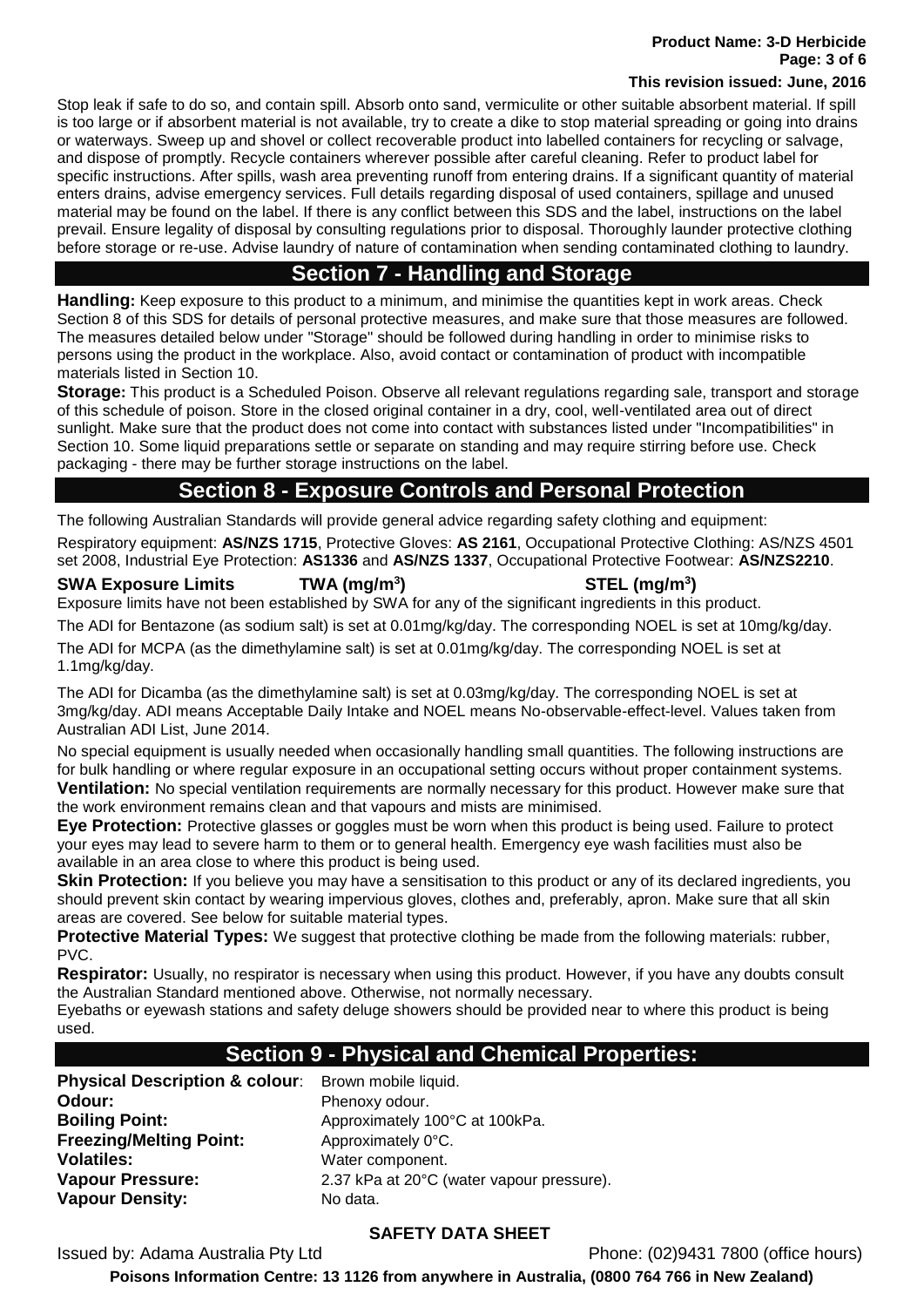Stop leak if safe to do so, and contain spill. Absorb onto sand, vermiculite or other suitable absorbent material. If spill is too large or if absorbent material is not available, try to create a dike to stop material spreading or going into drains or waterways. Sweep up and shovel or collect recoverable product into labelled containers for recycling or salvage, and dispose of promptly. Recycle containers wherever possible after careful cleaning. Refer to product label for specific instructions. After spills, wash area preventing runoff from entering drains. If a significant quantity of material enters drains, advise emergency services. Full details regarding disposal of used containers, spillage and unused material may be found on the label. If there is any conflict between this SDS and the label, instructions on the label prevail. Ensure legality of disposal by consulting regulations prior to disposal. Thoroughly launder protective clothing before storage or re-use. Advise laundry of nature of contamination when sending contaminated clothing to laundry.

## Section 7 - Handling and Storage

**Handling:** Keep exposure to this product to a minimum, and minimise the quantities kept in work areas. Check Section 8 of this SDS for details of personal protective measures, and make sure that those measures are followed. The measures detailed below under "Storage" should be followed during handling in order to minimise risks to persons using the product in the workplace. Also, avoid contact or contamination of product with incompatible materials listed in Section 10.

**Storage:** This product is a Scheduled Poison. Observe all relevant regulations regarding sale, transport and storage of this schedule of poison. Store in the closed original container in a dry, cool, well-ventilated area out of direct sunlight. Make sure that the product does not come into contact with substances listed under "Incompatibilities" in Section 10. Some liquid preparations settle or separate on standing and may require stirring before use. Check packaging - there may be further storage instructions on the label.

## Section 8 - Exposure Controls and Personal Protection

The following Australian Standards will provide general advice regarding safety clothing and equipment:

Respiratory equipment: **AS/NZS 1715**, Protective Gloves: **AS 2161**, Occupational Protective Clothing: AS/NZS 4501 set 2008, Industrial Eye Protection: **AS1336** and **AS/NZS 1337**, Occupational Protective Footwear: **AS/NZS2210**.

| **SWA Exposure Limits** | **TWA (mg/m$^3$)** | **STEL (mg/m$^3$)** |
|---|---|---|

Exposure limits have not been established by SWA for any of the significant ingredients in this product.

The ADI for Bentazone (as sodium salt) is set at 0.01mg/kg/day. The corresponding NOEL is set at 10mg/kg/day.

The ADI for MCPA (as the dimethylamine salt) is set at 0.01mg/kg/day. The corresponding NOEL is set at 1.1mg/kg/day.

The ADI for Dicamba (as the dimethylamine salt) is set at 0.03mg/kg/day. The corresponding NOEL is set at 3mg/kg/day. ADI means Acceptable Daily Intake and NOEL means No-observable-effect-level. Values taken from Australian ADI List, June 2014.

No special equipment is usually needed when occasionally handling small quantities. The following instructions are for bulk handling or where regular exposure in an occupational setting occurs without proper containment systems.

**Ventilation:** No special ventilation requirements are normally necessary for this product. However make sure that the work environment remains clean and that vapours and mists are minimised.

**Eye Protection:** Protective glasses or goggles must be worn when this product is being used. Failure to protect your eyes may lead to severe harm to them or to general health. Emergency eye wash facilities must also be available in an area close to where this product is being used.

**Skin Protection:** If you believe you may have a sensitisation to this product or any of its declared ingredients, you should prevent skin contact by wearing impervious gloves, clothes and, preferably, apron. Make sure that all skin areas are covered. See below for suitable material types.

**Protective Material Types:** We suggest that protective clothing be made from the following materials: rubber, PVC.

**Respirator:** Usually, no respirator is necessary when using this product. However, if you have any doubts consult the Australian Standard mentioned above. Otherwise, not normally necessary.

Eyebaths or eyewash stations and safety deluge showers should be provided near to where this product is being used.

## Section 9 - Physical and Chemical Properties:

| | |
|---|---|
| **Physical Description & colour**: | Brown mobile liquid. |
| **Odour:** | Phenoxy odour. |
| **Boiling Point:** | Approximately 100°C at 100kPa. |
| **Freezing/Melting Point:** | Approximately 0°C. |
| **Volatiles:** | Water component. |
| **Vapour Pressure:** | 2.37 kPa at 20°C (water vapour pressure). |
| **Vapour Density:** | No data. |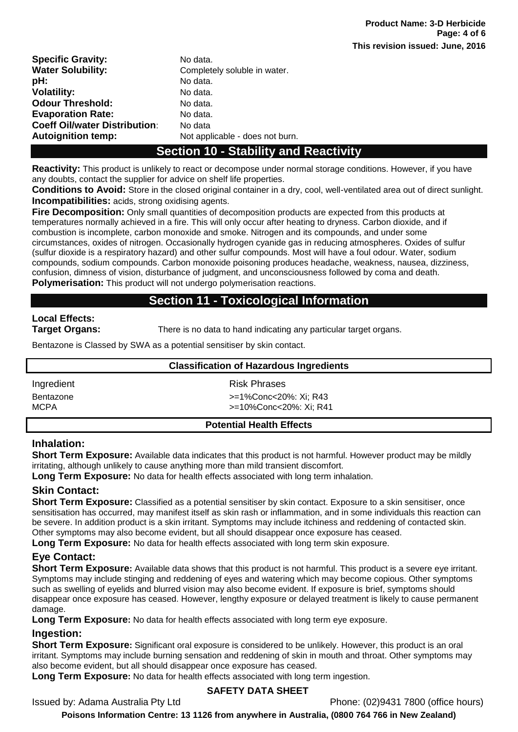**Specific Gravity:** No data.
**Water Solubility:** Completely soluble in water.
**pH:** No data.
**Volatility:** No data.
**Odour Threshold:** No data.
**Evaporation Rate:** No data.
**Coeff Oil/water Distribution**: No data
**Autoignition temp:** Not applicable - does not burn.

## Section 10 - Stability and Reactivity

**Reactivity:** This product is unlikely to react or decompose under normal storage conditions. However, if you have any doubts, contact the supplier for advice on shelf life properties.
**Conditions to Avoid:** Store in the closed original container in a dry, cool, well-ventilated area out of direct sunlight.
**Incompatibilities:** acids, strong oxidising agents.
**Fire Decomposition:** Only small quantities of decomposition products are expected from this products at temperatures normally achieved in a fire. This will only occur after heating to dryness. Carbon dioxide, and if combustion is incomplete, carbon monoxide and smoke. Nitrogen and its compounds, and under some circumstances, oxides of nitrogen. Occasionally hydrogen cyanide gas in reducing atmospheres. Oxides of sulfur (sulfur dioxide is a respiratory hazard) and other sulfur compounds. Most will have a foul odour. Water, sodium compounds, sodium compounds. Carbon monoxide poisoning produces headache, weakness, nausea, dizziness, confusion, dimness of vision, disturbance of judgment, and unconsciousness followed by coma and death.
**Polymerisation:** This product will not undergo polymerisation reactions.

## Section 11 - Toxicological Information

**Local Effects:**
**Target Organs:** There is no data to hand indicating any particular target organs.

Bentazone is Classed by SWA as a potential sensitiser by skin contact.

**Classification of Hazardous Ingredients**

| Ingredient | Risk Phrases |
|---|---|
| Bentazone | >=1%Conc<20%: Xi; R43 |
| MCPA | >=10%Conc<20%: Xi; R41 |

**Potential Health Effects**

### Inhalation:

**Short Term Exposure:** Available data indicates that this product is not harmful. However product may be mildly irritating, although unlikely to cause anything more than mild transient discomfort.
**Long Term Exposure:** No data for health effects associated with long term inhalation.

### Skin Contact:

**Short Term Exposure:** Classified as a potential sensitiser by skin contact. Exposure to a skin sensitiser, once sensitisation has occurred, may manifest itself as skin rash or inflammation, and in some individuals this reaction can be severe. In addition product is a skin irritant. Symptoms may include itchiness and reddening of contacted skin. Other symptoms may also become evident, but all should disappear once exposure has ceased.
**Long Term Exposure:** No data for health effects associated with long term skin exposure.

### Eye Contact:

**Short Term Exposure:** Available data shows that this product is not harmful. This product is a severe eye irritant. Symptoms may include stinging and reddening of eyes and watering which may become copious. Other symptoms such as swelling of eyelids and blurred vision may also become evident. If exposure is brief, symptoms should disappear once exposure has ceased. However, lengthy exposure or delayed treatment is likely to cause permanent damage.
**Long Term Exposure:** No data for health effects associated with long term eye exposure.

### Ingestion:

**Short Term Exposure:** Significant oral exposure is considered to be unlikely. However, this product is an oral irritant. Symptoms may include burning sensation and reddening of skin in mouth and throat. Other symptoms may also become evident, but all should disappear once exposure has ceased.
**Long Term Exposure:** No data for health effects associated with long term ingestion.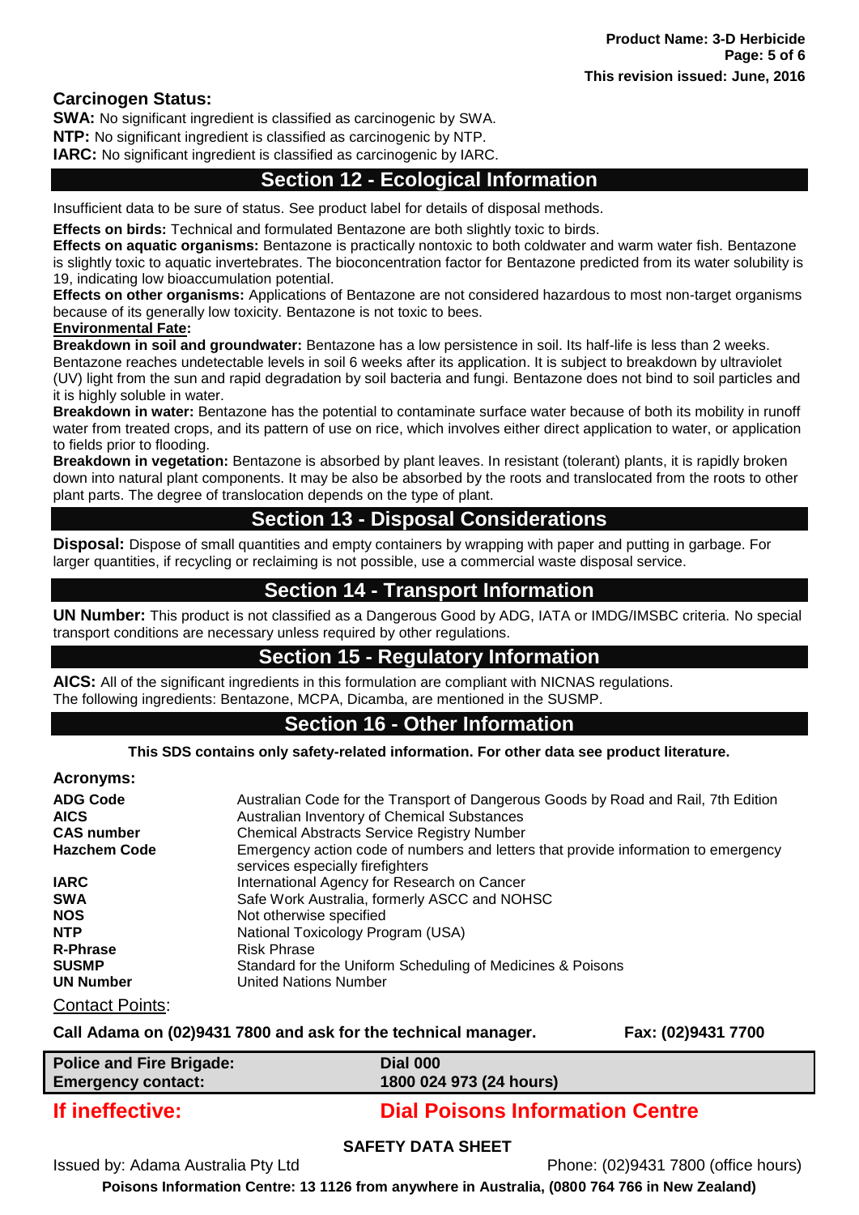**Carcinogen Status:**

**SWA:** No significant ingredient is classified as carcinogenic by SWA.
**NTP:** No significant ingredient is classified as carcinogenic by NTP.
**IARC:** No significant ingredient is classified as carcinogenic by IARC.

## Section 12 - Ecological Information

Insufficient data to be sure of status. See product label for details of disposal methods.

**Effects on birds:** Technical and formulated Bentazone are both slightly toxic to birds.
**Effects on aquatic organisms:** Bentazone is practically nontoxic to both coldwater and warm water fish. Bentazone is slightly toxic to aquatic invertebrates. The bioconcentration factor for Bentazone predicted from its water solubility is 19, indicating low bioaccumulation potential.
**Effects on other organisms:** Applications of Bentazone are not considered hazardous to most non-target organisms because of its generally low toxicity. Bentazone is not toxic to bees.

**Environmental Fate:**

**Breakdown in soil and groundwater:** Bentazone has a low persistence in soil. Its half-life is less than 2 weeks. Bentazone reaches undetectable levels in soil 6 weeks after its application. It is subject to breakdown by ultraviolet (UV) light from the sun and rapid degradation by soil bacteria and fungi. Bentazone does not bind to soil particles and it is highly soluble in water.
**Breakdown in water:** Bentazone has the potential to contaminate surface water because of both its mobility in runoff water from treated crops, and its pattern of use on rice, which involves either direct application to water, or application to fields prior to flooding.
**Breakdown in vegetation:** Bentazone is absorbed by plant leaves. In resistant (tolerant) plants, it is rapidly broken down into natural plant components. It may be also be absorbed by the roots and translocated from the roots to other plant parts. The degree of translocation depends on the type of plant.

## Section 13 - Disposal Considerations

**Disposal:** Dispose of small quantities and empty containers by wrapping with paper and putting in garbage. For larger quantities, if recycling or reclaiming is not possible, use a commercial waste disposal service.

## Section 14 - Transport Information

**UN Number:** This product is not classified as a Dangerous Good by ADG, IATA or IMDG/IMSBC criteria. No special transport conditions are necessary unless required by other regulations.

## Section 15 - Regulatory Information

**AICS:** All of the significant ingredients in this formulation are compliant with NICNAS regulations.
The following ingredients: Bentazone, MCPA, Dicamba, are mentioned in the SUSMP.

## Section 16 - Other Information

**This SDS contains only safety-related information. For other data see product literature.**

**Acronyms:**

| | |
|---|---|
| **ADG Code** | Australian Code for the Transport of Dangerous Goods by Road and Rail, 7th Edition |
| **AICS** | Australian Inventory of Chemical Substances |
| **CAS number** | Chemical Abstracts Service Registry Number |
| **Hazchem Code** | Emergency action code of numbers and letters that provide information to emergency services especially firefighters |
| **IARC** | International Agency for Research on Cancer |
| **SWA** | Safe Work Australia, formerly ASCC and NOHSC |
| **NOS** | Not otherwise specified |
| **NTP** | National Toxicology Program (USA) |
| **R-Phrase** | Risk Phrase |
| **SUSMP** | Standard for the Uniform Scheduling of Medicines & Poisons |
| **UN Number** | United Nations Number |

Contact Points:

**Call Adama on (02)9431 7800 and ask for the technical manager.** **Fax: (02)9431 7700**

| | |
|---|---|
| **Police and Fire Brigade:** | **Dial 000** |
| **Emergency contact:** | **1800 024 973 (24 hours)** |

**If ineffective:** **Dial Poisons Information Centre**

**SAFETY DATA SHEET**

Issued by: Adama Australia Pty Ltd Phone: (02)9431 7800 (office hours)

**Poisons Information Centre: 13 1126 from anywhere in Australia, (0800 764 766 in New Zealand)**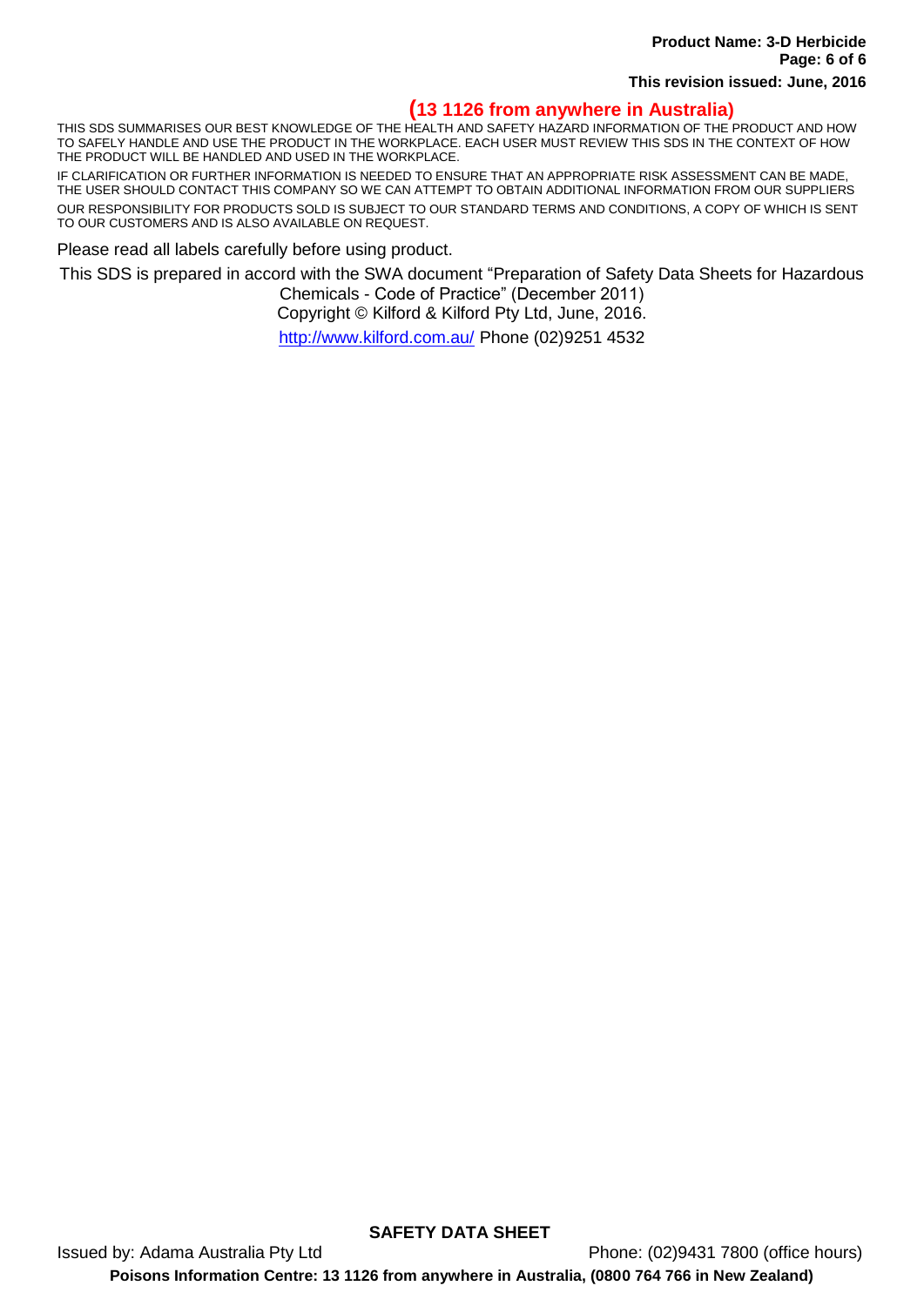**(13 1126 from anywhere in Australia)**

THIS SDS SUMMARISES OUR BEST KNOWLEDGE OF THE HEALTH AND SAFETY HAZARD INFORMATION OF THE PRODUCT AND HOW TO SAFELY HANDLE AND USE THE PRODUCT IN THE WORKPLACE. EACH USER MUST REVIEW THIS SDS IN THE CONTEXT OF HOW THE PRODUCT WILL BE HANDLED AND USED IN THE WORKPLACE.

IF CLARIFICATION OR FURTHER INFORMATION IS NEEDED TO ENSURE THAT AN APPROPRIATE RISK ASSESSMENT CAN BE MADE, THE USER SHOULD CONTACT THIS COMPANY SO WE CAN ATTEMPT TO OBTAIN ADDITIONAL INFORMATION FROM OUR SUPPLIERS

OUR RESPONSIBILITY FOR PRODUCTS SOLD IS SUBJECT TO OUR STANDARD TERMS AND CONDITIONS, A COPY OF WHICH IS SENT TO OUR CUSTOMERS AND IS ALSO AVAILABLE ON REQUEST.

Please read all labels carefully before using product.

This SDS is prepared in accord with the SWA document "Preparation of Safety Data Sheets for Hazardous Chemicals - Code of Practice" (December 2011)

Copyright © Kilford & Kilford Pty Ltd, June, 2016.

http://www.kilford.com.au/ Phone (02)9251 4532